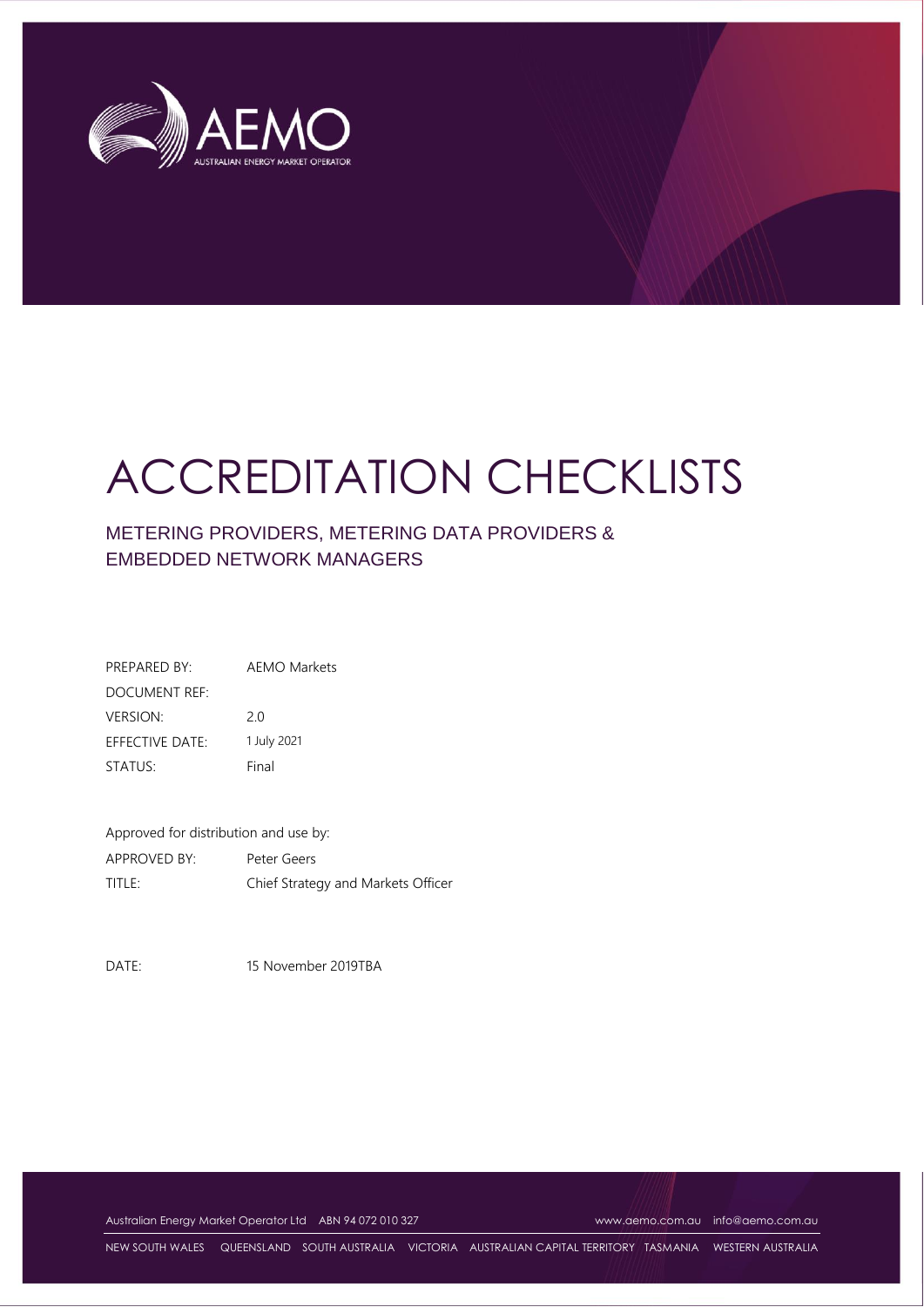# ACCREDITATION CHECKLISTS

## METERING PROVIDERS, METERING DATA PROVIDERS & EMBEDDED NETWORK MANAGERS

| | |
|---|---|
| PREPARED BY: | AEMO Markets |
| DOCUMENT REF: | |
| VERSION: | 2.0 |
| EFFECTIVE DATE: | 1 July 2021 |
| STATUS: | Final |

Approved for distribution and use by:

| | |
|---|---|
| APPROVED BY: | Peter Geers |
| TITLE: | Chief Strategy and Markets Officer |

DATE: 15 November 2019TBA

Australian Energy Market Operator Ltd ABN 94 072 010 327 www.aemo.com.au info@aemo.com.au

NEW SOUTH WALES QUEENSLAND SOUTH AUSTRALIA VICTORIA AUSTRALIAN CAPITAL TERRITORY TASMANIA WESTERN AUSTRALIA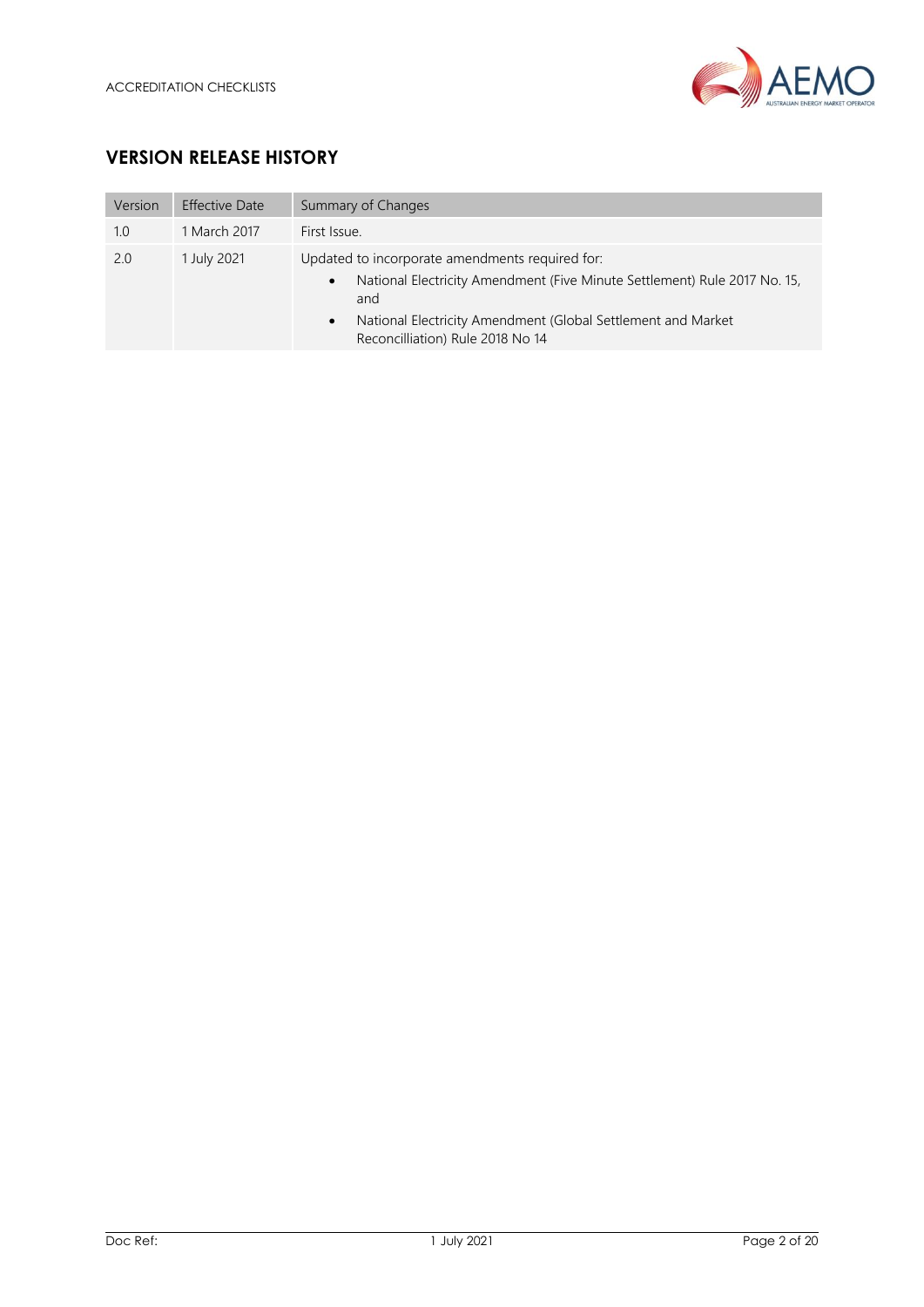## VERSION RELEASE HISTORY

| Version | Effective Date | Summary of Changes |
| --- | --- | --- |
| 1.0 | 1 March 2017 | First Issue. |
| 2.0 | 1 July 2021 | Updated to incorporate amendments required for:<br>• National Electricity Amendment (Five Minute Settlement) Rule 2017 No. 15, and<br>• National Electricity Amendment (Global Settlement and Market Reconcilliation) Rule 2018 No 14 |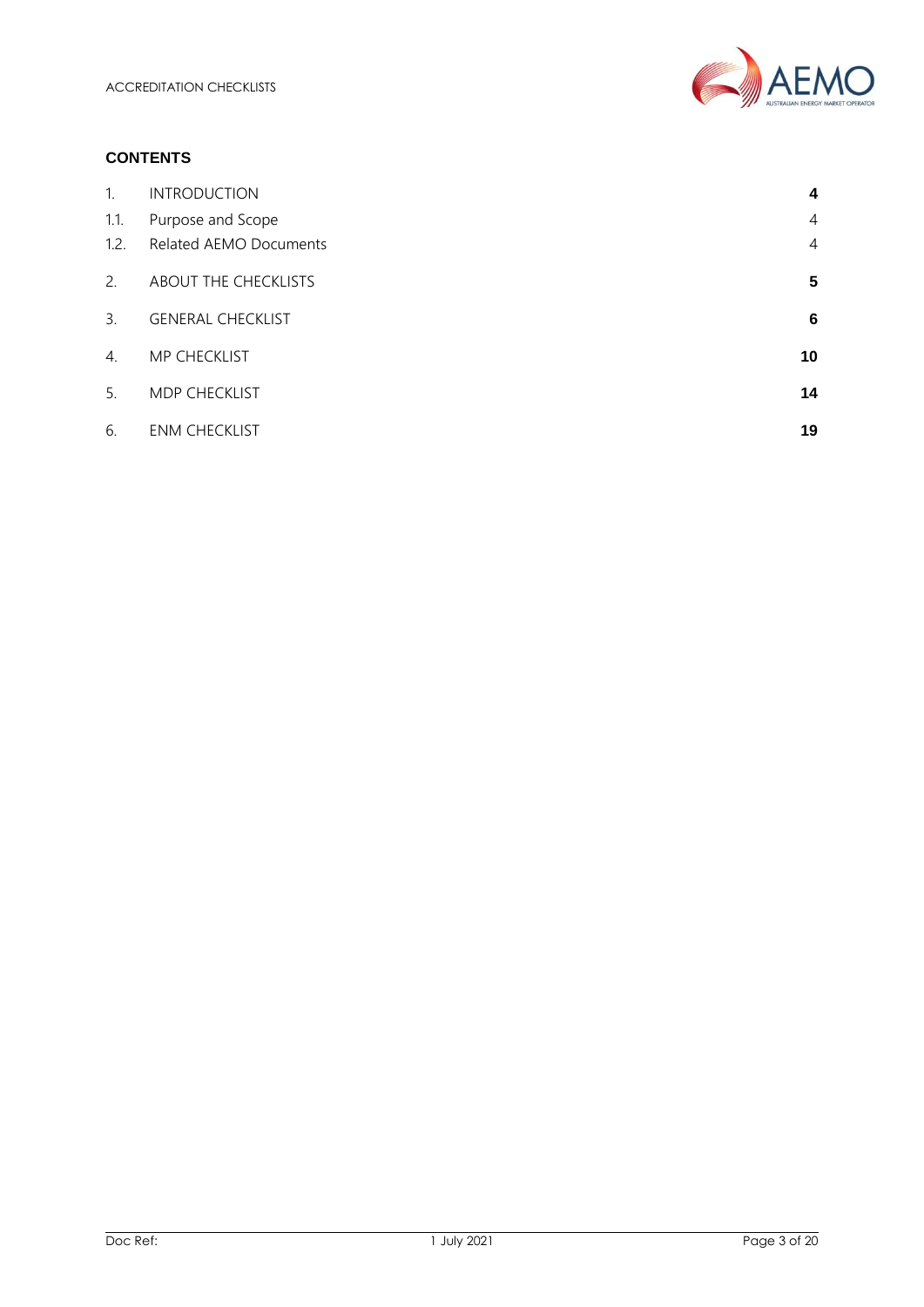**CONTENTS**

| | | |
|---|---|---|
| 1. | INTRODUCTION | **4** |
| 1.1. | Purpose and Scope | 4 |
| 1.2. | Related AEMO Documents | 4 |
| 2. | ABOUT THE CHECKLISTS | **5** |
| 3. | GENERAL CHECKLIST | **6** |
| 4. | MP CHECKLIST | **10** |
| 5. | MDP CHECKLIST | **14** |
| 6. | ENM CHECKLIST | **19** |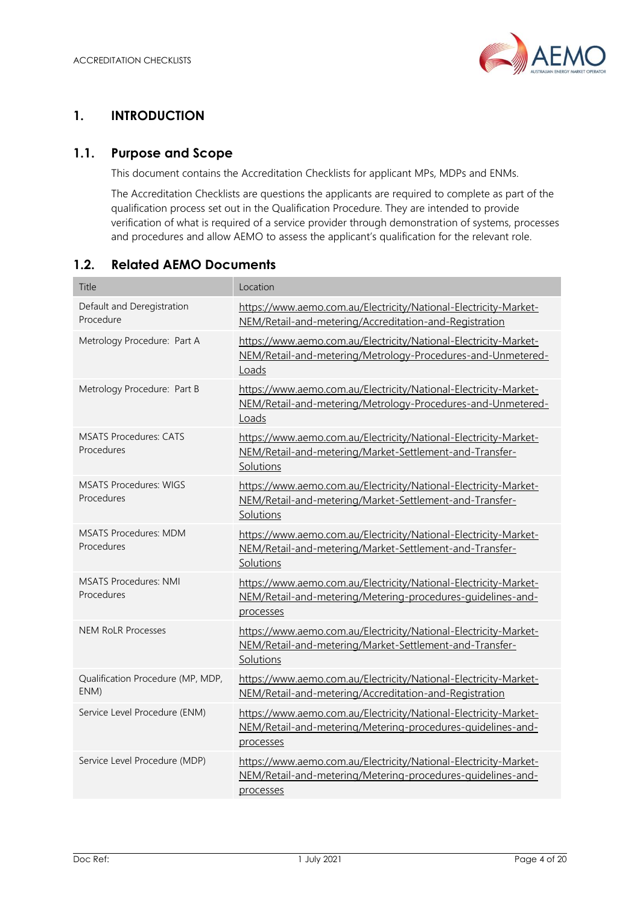# 1. INTRODUCTION

## 1.1. Purpose and Scope

This document contains the Accreditation Checklists for applicant MPs, MDPs and ENMs.

The Accreditation Checklists are questions the applicants are required to complete as part of the qualification process set out in the Qualification Procedure. They are intended to provide verification of what is required of a service provider through demonstration of systems, processes and procedures and allow AEMO to assess the applicant's qualification for the relevant role.

## 1.2. Related AEMO Documents

| Title | Location |
|---|---|
| Default and Deregistration Procedure | https://www.aemo.com.au/Electricity/National-Electricity-Market-NEM/Retail-and-metering/Accreditation-and-Registration |
| Metrology Procedure: Part A | https://www.aemo.com.au/Electricity/National-Electricity-Market-NEM/Retail-and-metering/Metrology-Procedures-and-Unmetered-Loads |
| Metrology Procedure: Part B | https://www.aemo.com.au/Electricity/National-Electricity-Market-NEM/Retail-and-metering/Metrology-Procedures-and-Unmetered-Loads |
| MSATS Procedures: CATS Procedures | https://www.aemo.com.au/Electricity/National-Electricity-Market-NEM/Retail-and-metering/Market-Settlement-and-Transfer-Solutions |
| MSATS Procedures: WIGS Procedures | https://www.aemo.com.au/Electricity/National-Electricity-Market-NEM/Retail-and-metering/Market-Settlement-and-Transfer-Solutions |
| MSATS Procedures: MDM Procedures | https://www.aemo.com.au/Electricity/National-Electricity-Market-NEM/Retail-and-metering/Market-Settlement-and-Transfer-Solutions |
| MSATS Procedures: NMI Procedures | https://www.aemo.com.au/Electricity/National-Electricity-Market-NEM/Retail-and-metering/Metering-procedures-guidelines-and-processes |
| NEM RoLR Processes | https://www.aemo.com.au/Electricity/National-Electricity-Market-NEM/Retail-and-metering/Market-Settlement-and-Transfer-Solutions |
| Qualification Procedure (MP, MDP, ENM) | https://www.aemo.com.au/Electricity/National-Electricity-Market-NEM/Retail-and-metering/Accreditation-and-Registration |
| Service Level Procedure (ENM) | https://www.aemo.com.au/Electricity/National-Electricity-Market-NEM/Retail-and-metering/Metering-procedures-guidelines-and-processes |
| Service Level Procedure (MDP) | https://www.aemo.com.au/Electricity/National-Electricity-Market-NEM/Retail-and-metering/Metering-procedures-guidelines-and-processes |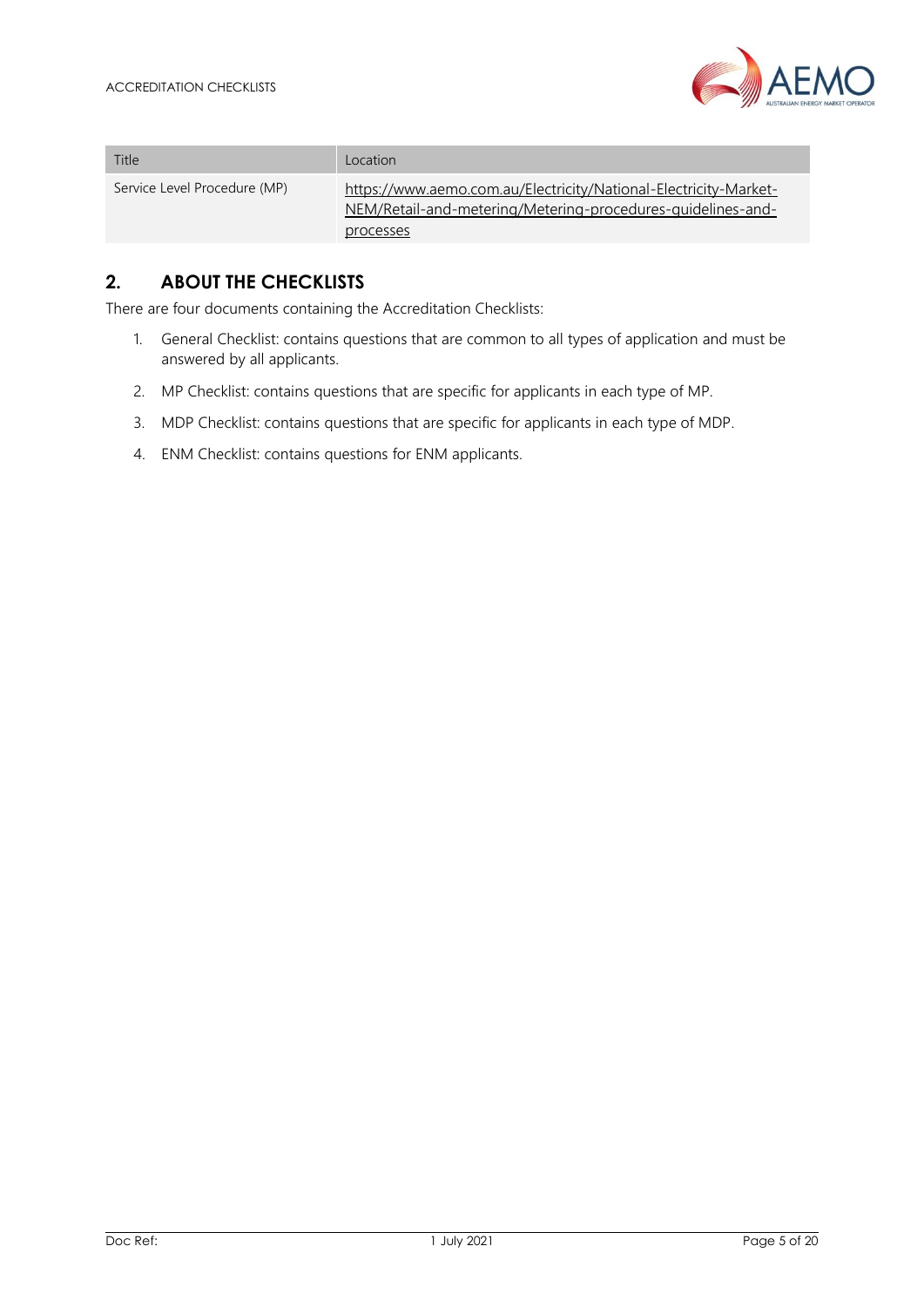| Title | Location |
| --- | --- |
| Service Level Procedure (MP) | https://www.aemo.com.au/Electricity/National-Electricity-Market-NEM/Retail-and-metering/Metering-procedures-guidelines-and-processes |

## 2. ABOUT THE CHECKLISTS

There are four documents containing the Accreditation Checklists:

1. General Checklist: contains questions that are common to all types of application and must be answered by all applicants.
2. MP Checklist: contains questions that are specific for applicants in each type of MP.
3. MDP Checklist: contains questions that are specific for applicants in each type of MDP.
4. ENM Checklist: contains questions for ENM applicants.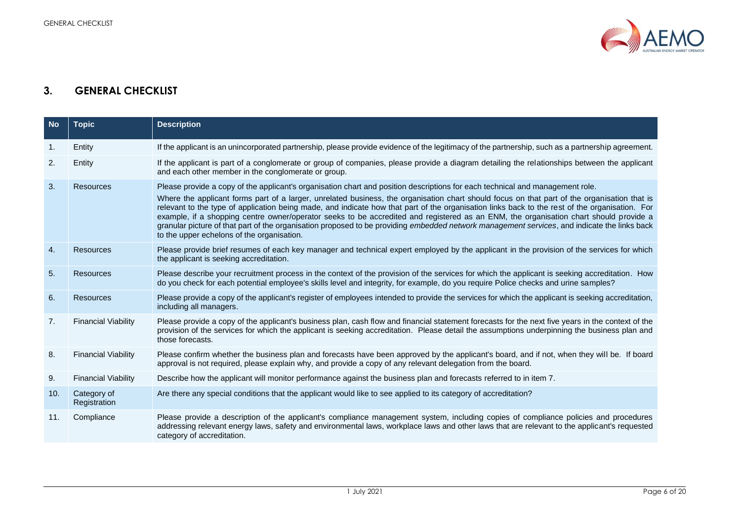## 3. GENERAL CHECKLIST

| No | Topic | Description |
|---|---|---|
| 1. | Entity | If the applicant is an unincorporated partnership, please provide evidence of the legitimacy of the partnership, such as a partnership agreement. |
| 2. | Entity | If the applicant is part of a conglomerate or group of companies, please provide a diagram detailing the relationships between the applicant and each other member in the conglomerate or group. |
| 3. | Resources | Please provide a copy of the applicant's organisation chart and position descriptions for each technical and management role.<br>Where the applicant forms part of a larger, unrelated business, the organisation chart should focus on that part of the organisation that is relevant to the type of application being made, and indicate how that part of the organisation links back to the rest of the organisation. For example, if a shopping centre owner/operator seeks to be accredited and registered as an ENM, the organisation chart should provide a granular picture of that part of the organisation proposed to be providing *embedded network management services*, and indicate the links back to the upper echelons of the organisation. |
| 4. | Resources | Please provide brief resumes of each key manager and technical expert employed by the applicant in the provision of the services for which the applicant is seeking accreditation. |
| 5. | Resources | Please describe your recruitment process in the context of the provision of the services for which the applicant is seeking accreditation. How do you check for each potential employee's skills level and integrity, for example, do you require Police checks and urine samples? |
| 6. | Resources | Please provide a copy of the applicant's register of employees intended to provide the services for which the applicant is seeking accreditation, including all managers. |
| 7. | Financial Viability | Please provide a copy of the applicant's business plan, cash flow and financial statement forecasts for the next five years in the context of the provision of the services for which the applicant is seeking accreditation. Please detail the assumptions underpinning the business plan and those forecasts. |
| 8. | Financial Viability | Please confirm whether the business plan and forecasts have been approved by the applicant's board, and if not, when they will be. If board approval is not required, please explain why, and provide a copy of any relevant delegation from the board. |
| 9. | Financial Viability | Describe how the applicant will monitor performance against the business plan and forecasts referred to in item 7. |
| 10. | Category of Registration | Are there any special conditions that the applicant would like to see applied to its category of accreditation? |
| 11. | Compliance | Please provide a description of the applicant's compliance management system, including copies of compliance policies and procedures addressing relevant energy laws, safety and environmental laws, workplace laws and other laws that are relevant to the applicant's requested category of accreditation. |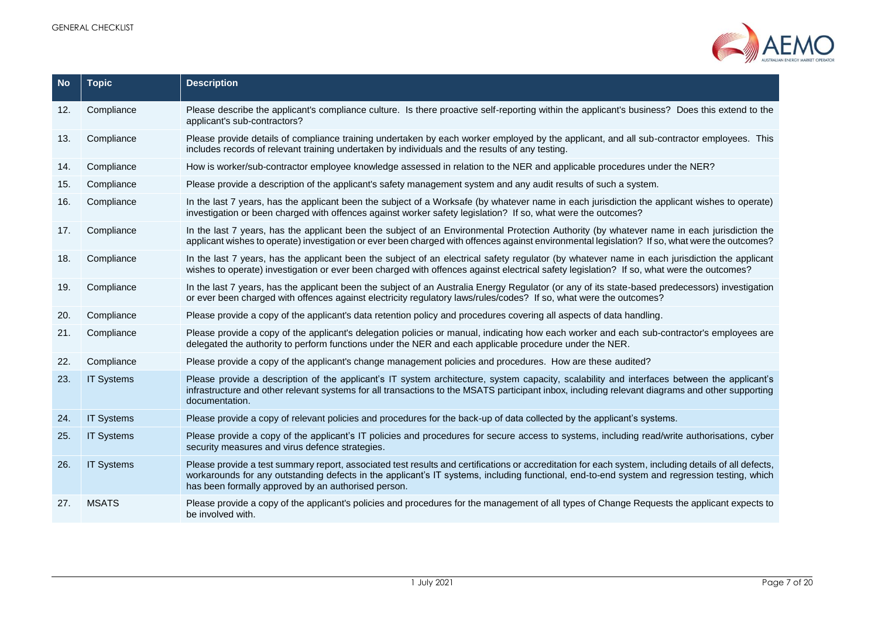| No | Topic | Description |
|---|---|---|
| 12. | Compliance | Please describe the applicant's compliance culture. Is there proactive self-reporting within the applicant's business? Does this extend to the applicant's sub-contractors? |
| 13. | Compliance | Please provide details of compliance training undertaken by each worker employed by the applicant, and all sub-contractor employees. This includes records of relevant training undertaken by individuals and the results of any testing. |
| 14. | Compliance | How is worker/sub-contractor employee knowledge assessed in relation to the NER and applicable procedures under the NER? |
| 15. | Compliance | Please provide a description of the applicant's safety management system and any audit results of such a system. |
| 16. | Compliance | In the last 7 years, has the applicant been the subject of a Worksafe (by whatever name in each jurisdiction the applicant wishes to operate) investigation or been charged with offences against worker safety legislation? If so, what were the outcomes? |
| 17. | Compliance | In the last 7 years, has the applicant been the subject of an Environmental Protection Authority (by whatever name in each jurisdiction the applicant wishes to operate) investigation or ever been charged with offences against environmental legislation? If so, what were the outcomes? |
| 18. | Compliance | In the last 7 years, has the applicant been the subject of an electrical safety regulator (by whatever name in each jurisdiction the applicant wishes to operate) investigation or ever been charged with offences against electrical safety legislation? If so, what were the outcomes? |
| 19. | Compliance | In the last 7 years, has the applicant been the subject of an Australia Energy Regulator (or any of its state-based predecessors) investigation or ever been charged with offences against electricity regulatory laws/rules/codes? If so, what were the outcomes? |
| 20. | Compliance | Please provide a copy of the applicant's data retention policy and procedures covering all aspects of data handling. |
| 21. | Compliance | Please provide a copy of the applicant's delegation policies or manual, indicating how each worker and each sub-contractor's employees are delegated the authority to perform functions under the NER and each applicable procedure under the NER. |
| 22. | Compliance | Please provide a copy of the applicant's change management policies and procedures. How are these audited? |
| 23. | IT Systems | Please provide a description of the applicant's IT system architecture, system capacity, scalability and interfaces between the applicant's infrastructure and other relevant systems for all transactions to the MSATS participant inbox, including relevant diagrams and other supporting documentation. |
| 24. | IT Systems | Please provide a copy of relevant policies and procedures for the back-up of data collected by the applicant's systems. |
| 25. | IT Systems | Please provide a copy of the applicant's IT policies and procedures for secure access to systems, including read/write authorisations, cyber security measures and virus defence strategies. |
| 26. | IT Systems | Please provide a test summary report, associated test results and certifications or accreditation for each system, including details of all defects, workarounds for any outstanding defects in the applicant's IT systems, including functional, end-to-end system and regression testing, which has been formally approved by an authorised person. |
| 27. | MSATS | Please provide a copy of the applicant's policies and procedures for the management of all types of Change Requests the applicant expects to be involved with. |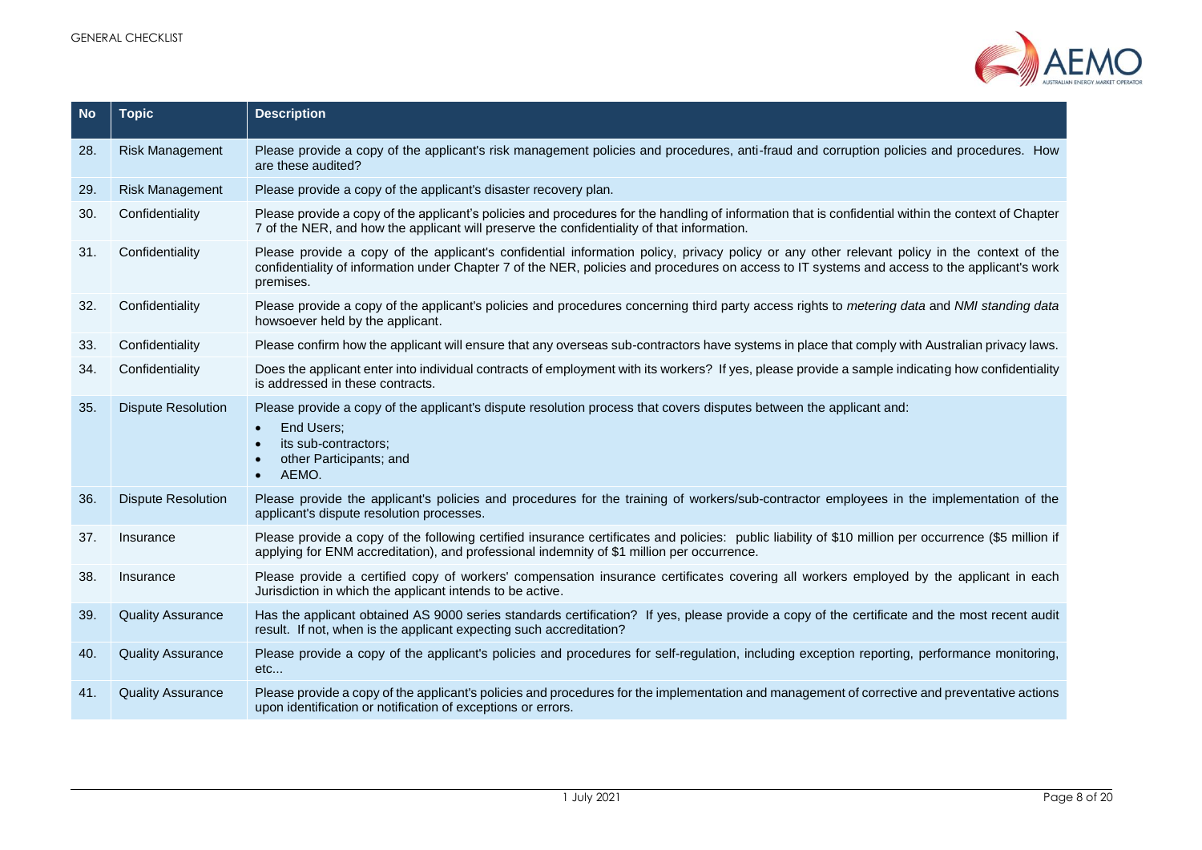| No | Topic | Description |
|---|---|---|
| 28. | Risk Management | Please provide a copy of the applicant's risk management policies and procedures, anti-fraud and corruption policies and procedures. How are these audited? |
| 29. | Risk Management | Please provide a copy of the applicant's disaster recovery plan. |
| 30. | Confidentiality | Please provide a copy of the applicant's policies and procedures for the handling of information that is confidential within the context of Chapter 7 of the NER, and how the applicant will preserve the confidentiality of that information. |
| 31. | Confidentiality | Please provide a copy of the applicant's confidential information policy, privacy policy or any other relevant policy in the context of the confidentiality of information under Chapter 7 of the NER, policies and procedures on access to IT systems and access to the applicant's work premises. |
| 32. | Confidentiality | Please provide a copy of the applicant's policies and procedures concerning third party access rights to *metering data* and *NMI standing data* howsoever held by the applicant. |
| 33. | Confidentiality | Please confirm how the applicant will ensure that any overseas sub-contractors have systems in place that comply with Australian privacy laws. |
| 34. | Confidentiality | Does the applicant enter into individual contracts of employment with its workers? If yes, please provide a sample indicating how confidentiality is addressed in these contracts. |
| 35. | Dispute Resolution | Please provide a copy of the applicant's dispute resolution process that covers disputes between the applicant and:<br>• End Users;<br>• its sub-contractors;<br>• other Participants; and<br>• AEMO. |
| 36. | Dispute Resolution | Please provide the applicant's policies and procedures for the training of workers/sub-contractor employees in the implementation of the applicant's dispute resolution processes. |
| 37. | Insurance | Please provide a copy of the following certified insurance certificates and policies: public liability of $10 million per occurrence ($5 million if applying for ENM accreditation), and professional indemnity of $1 million per occurrence. |
| 38. | Insurance | Please provide a certified copy of workers' compensation insurance certificates covering all workers employed by the applicant in each Jurisdiction in which the applicant intends to be active. |
| 39. | Quality Assurance | Has the applicant obtained AS 9000 series standards certification? If yes, please provide a copy of the certificate and the most recent audit result. If not, when is the applicant expecting such accreditation? |
| 40. | Quality Assurance | Please provide a copy of the applicant's policies and procedures for self-regulation, including exception reporting, performance monitoring, etc... |
| 41. | Quality Assurance | Please provide a copy of the applicant's policies and procedures for the implementation and management of corrective and preventative actions upon identification or notification of exceptions or errors. |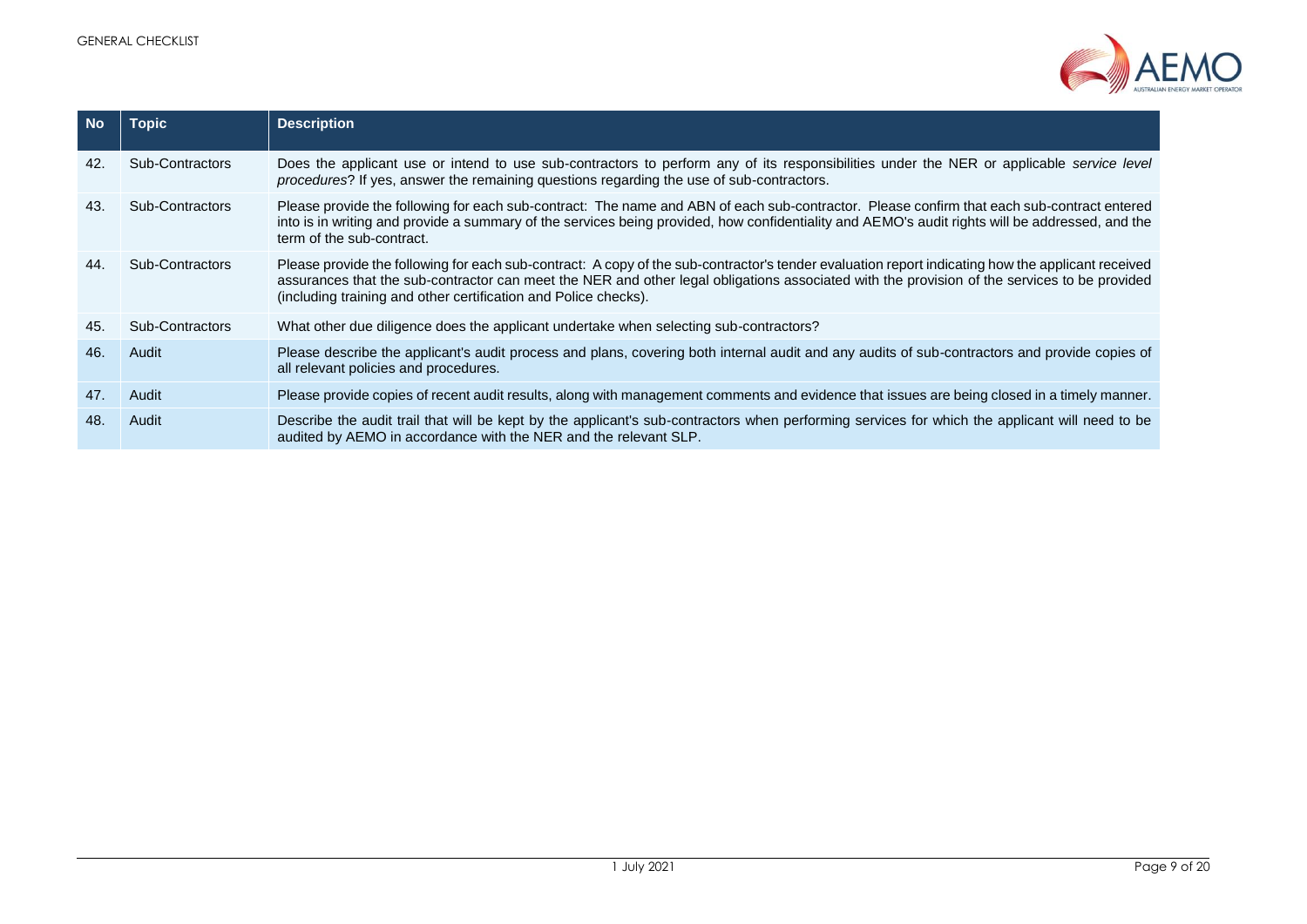| No | Topic | Description |
|---|---|---|
| 42. | Sub-Contractors | Does the applicant use or intend to use sub-contractors to perform any of its responsibilities under the NER or applicable *service level procedures*? If yes, answer the remaining questions regarding the use of sub-contractors. |
| 43. | Sub-Contractors | Please provide the following for each sub-contract: The name and ABN of each sub-contractor. Please confirm that each sub-contract entered into is in writing and provide a summary of the services being provided, how confidentiality and AEMO's audit rights will be addressed, and the term of the sub-contract. |
| 44. | Sub-Contractors | Please provide the following for each sub-contract: A copy of the sub-contractor's tender evaluation report indicating how the applicant received assurances that the sub-contractor can meet the NER and other legal obligations associated with the provision of the services to be provided (including training and other certification and Police checks). |
| 45. | Sub-Contractors | What other due diligence does the applicant undertake when selecting sub-contractors? |
| 46. | Audit | Please describe the applicant's audit process and plans, covering both internal audit and any audits of sub-contractors and provide copies of all relevant policies and procedures. |
| 47. | Audit | Please provide copies of recent audit results, along with management comments and evidence that issues are being closed in a timely manner. |
| 48. | Audit | Describe the audit trail that will be kept by the applicant's sub-contractors when performing services for which the applicant will need to be audited by AEMO in accordance with the NER and the relevant SLP. |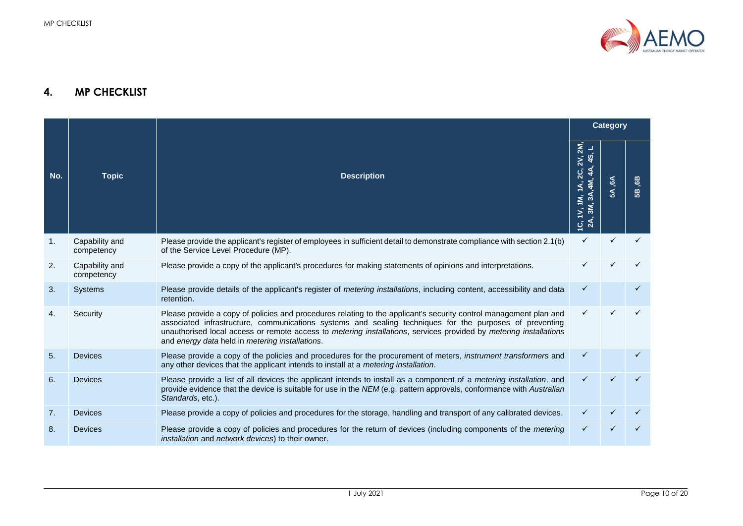## 4. MP CHECKLIST

| No. | Topic | Description | Category | | |
|---|---|---|---|---|---|
| | | | 1C, 1V, 1M, 1A, 2C, 2V, 2M, 2A, 3M, 3A,4M, 4A, 4S, L | 5A ,6A | 5B ,6B |
| 1. | Capability and competency | Please provide the applicant's register of employees in sufficient detail to demonstrate compliance with section 2.1(b) of the Service Level Procedure (MP). | ✓ | ✓ | ✓ |
| 2. | Capability and competency | Please provide a copy of the applicant's procedures for making statements of opinions and interpretations. | ✓ | ✓ | ✓ |
| 3. | Systems | Please provide details of the applicant's register of *metering installations*, including content, accessibility and data retention. | ✓ | | ✓ |
| 4. | Security | Please provide a copy of policies and procedures relating to the applicant's security control management plan and associated infrastructure, communications systems and sealing techniques for the purposes of preventing unauthorised local access or remote access to *metering installations*, services provided by *metering installations* and *energy data* held in *metering installations*. | ✓ | ✓ | ✓ |
| 5. | Devices | Please provide a copy of the policies and procedures for the procurement of meters, *instrument transformers* and any other devices that the applicant intends to install at a *metering installation*. | ✓ | | ✓ |
| 6. | Devices | Please provide a list of all devices the applicant intends to install as a component of a *metering installation*, and provide evidence that the device is suitable for use in the *NEM* (e.g. pattern approvals, conformance with *Australian Standards*, etc.). | ✓ | ✓ | ✓ |
| 7. | Devices | Please provide a copy of policies and procedures for the storage, handling and transport of any calibrated devices. | ✓ | ✓ | ✓ |
| 8. | Devices | Please provide a copy of policies and procedures for the return of devices (including components of the *metering installation* and *network devices*) to their owner. | ✓ | ✓ | ✓ |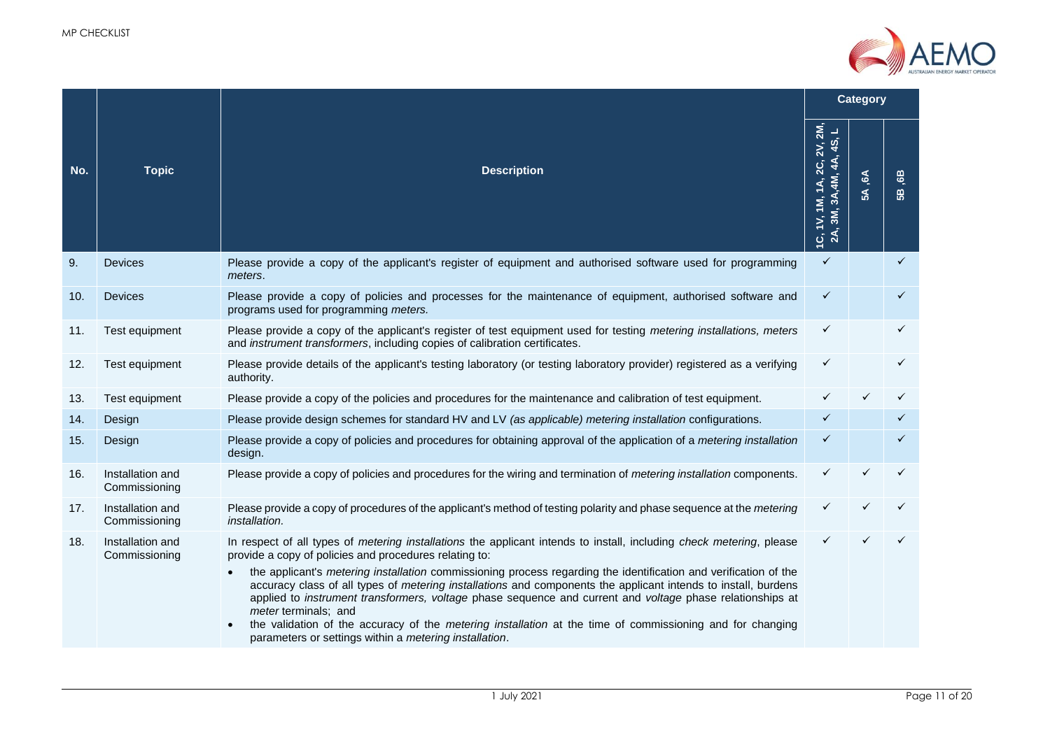| No. | Topic | Description | Category | | |
|---|---|---|---|---|---|
| | | | 1C, 1V, 1M, 1A, 2C, 2V, 2M, 2A, 3M, 3A,4M, 4A, 4S, L | 5A ,6A | 5B ,6B |
| 9. | Devices | Please provide a copy of the applicant's register of equipment and authorised software used for programming *meters*. | ✓ | | ✓ |
| 10. | Devices | Please provide a copy of policies and processes for the maintenance of equipment, authorised software and programs used for programming *meters.* | ✓ | | ✓ |
| 11. | Test equipment | Please provide a copy of the applicant's register of test equipment used for testing *metering installations, meters* and *instrument transformers*, including copies of calibration certificates. | ✓ | | ✓ |
| 12. | Test equipment | Please provide details of the applicant's testing laboratory (or testing laboratory provider) registered as a verifying authority. | ✓ | | ✓ |
| 13. | Test equipment | Please provide a copy of the policies and procedures for the maintenance and calibration of test equipment. | ✓ | ✓ | ✓ |
| 14. | Design | Please provide design schemes for standard HV and LV *(as applicable) metering installation* configurations. | ✓ | | ✓ |
| 15. | Design | Please provide a copy of policies and procedures for obtaining approval of the application of a *metering installation* design. | ✓ | | ✓ |
| 16. | Installation and Commissioning | Please provide a copy of policies and procedures for the wiring and termination of *metering installation* components. | ✓ | ✓ | ✓ |
| 17. | Installation and Commissioning | Please provide a copy of procedures of the applicant's method of testing polarity and phase sequence at the *metering installation.* | ✓ | ✓ | ✓ |
| 18. | Installation and Commissioning | In respect of all types of *metering installations* the applicant intends to install, including *check metering*, please provide a copy of policies and procedures relating to:<br>• the applicant's *metering installation* commissioning process regarding the identification and verification of the accuracy class of all types of *metering installations* and components the applicant intends to install, burdens applied to *instrument transformers, voltage* phase sequence and current and *voltage* phase relationships at *meter* terminals; and<br>• the validation of the accuracy of the *metering installation* at the time of commissioning and for changing parameters or settings within a *metering installation*. | ✓ | ✓ | ✓ |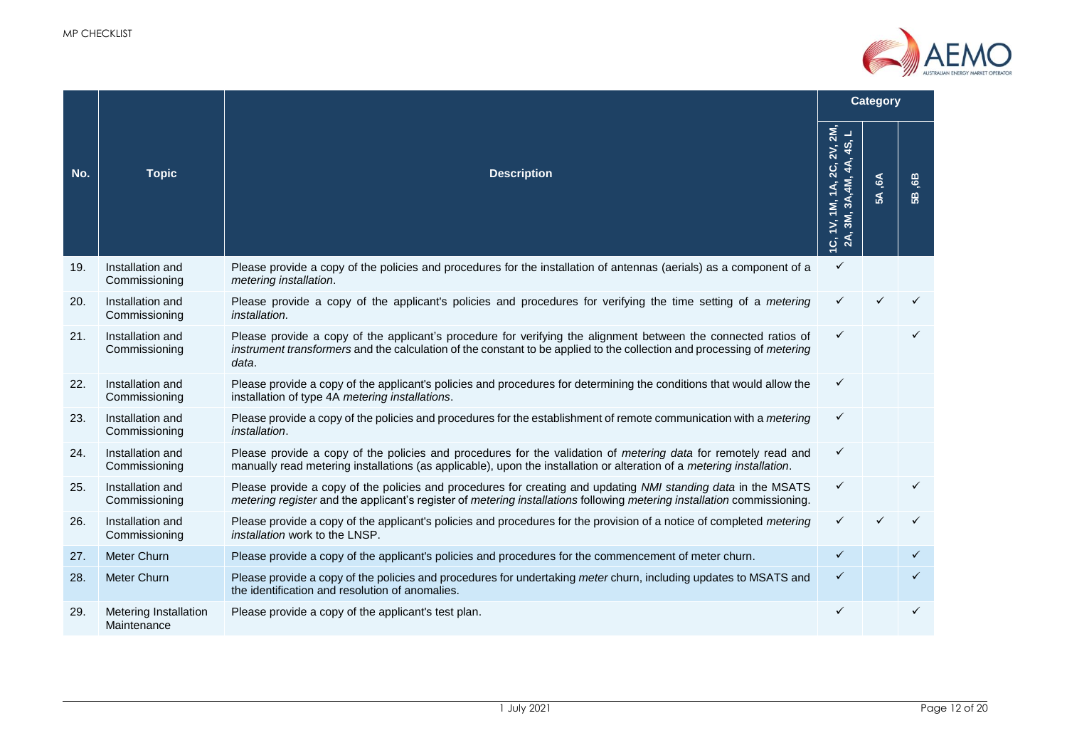| No. | Topic | Description | Category | | |
|---|---|---|---|---|---|
| | | | 1C, 1V, 1M, 1A, 2C, 2V, 2M, 2A, 3M, 3A,4M, 4A, 4S, L | 5A ,6A | 5B ,6B |
| 19. | Installation and Commissioning | Please provide a copy of the policies and procedures for the installation of antennas (aerials) as a component of a *metering installation*. | ✓ | | |
| 20. | Installation and Commissioning | Please provide a copy of the applicant's policies and procedures for verifying the time setting of a *metering installation*. | ✓ | ✓ | ✓ |
| 21. | Installation and Commissioning | Please provide a copy of the applicant's procedure for verifying the alignment between the connected ratios of *instrument transformers* and the calculation of the constant to be applied to the collection and processing of *metering data*. | ✓ | | ✓ |
| 22. | Installation and Commissioning | Please provide a copy of the applicant's policies and procedures for determining the conditions that would allow the installation of type 4A *metering installations*. | ✓ | | |
| 23. | Installation and Commissioning | Please provide a copy of the policies and procedures for the establishment of remote communication with a *metering installation*. | ✓ | | |
| 24. | Installation and Commissioning | Please provide a copy of the policies and procedures for the validation of *metering data* for remotely read and manually read metering installations (as applicable), upon the installation or alteration of a *metering installation*. | ✓ | | |
| 25. | Installation and Commissioning | Please provide a copy of the policies and procedures for creating and updating *NMI standing data* in the MSATS *metering register* and the applicant's register of *metering installations* following *metering installation* commissioning. | ✓ | | ✓ |
| 26. | Installation and Commissioning | Please provide a copy of the applicant's policies and procedures for the provision of a notice of completed *metering installation* work to the LNSP. | ✓ | ✓ | ✓ |
| 27. | Meter Churn | Please provide a copy of the applicant's policies and procedures for the commencement of meter churn. | ✓ | | ✓ |
| 28. | Meter Churn | Please provide a copy of the policies and procedures for undertaking *meter* churn, including updates to MSATS and the identification and resolution of anomalies. | ✓ | | ✓ |
| 29. | Metering Installation Maintenance | Please provide a copy of the applicant's test plan. | ✓ | | ✓ |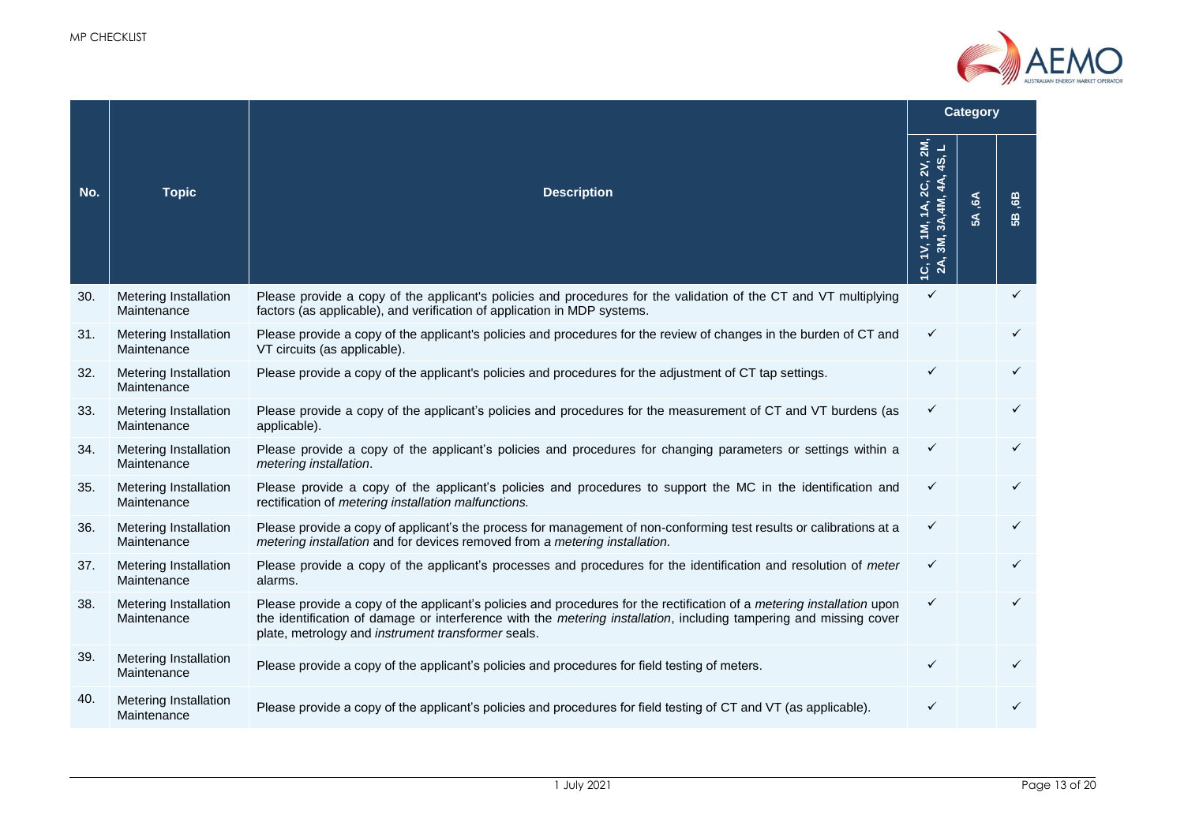| No. | Topic | Description | Category | | |
|---|---|---|---|---|---|
| | | | 1C, 1V, 1M, 1A, 2C, 2V, 2M, 2A, 3M, 3A,4M, 4A, 4S, L | 5A ,6A | 5B ,6B |
| 30. | Metering Installation Maintenance | Please provide a copy of the applicant's policies and procedures for the validation of the CT and VT multiplying factors (as applicable), and verification of application in MDP systems. | ✓ | | ✓ |
| 31. | Metering Installation Maintenance | Please provide a copy of the applicant's policies and procedures for the review of changes in the burden of CT and VT circuits (as applicable). | ✓ | | ✓ |
| 32. | Metering Installation Maintenance | Please provide a copy of the applicant's policies and procedures for the adjustment of CT tap settings. | ✓ | | ✓ |
| 33. | Metering Installation Maintenance | Please provide a copy of the applicant's policies and procedures for the measurement of CT and VT burdens (as applicable). | ✓ | | ✓ |
| 34. | Metering Installation Maintenance | Please provide a copy of the applicant's policies and procedures for changing parameters or settings within a *metering installation*. | ✓ | | ✓ |
| 35. | Metering Installation Maintenance | Please provide a copy of the applicant's policies and procedures to support the MC in the identification and rectification of *metering installation malfunctions.* | ✓ | | ✓ |
| 36. | Metering Installation Maintenance | Please provide a copy of applicant's the process for management of non-conforming test results or calibrations at a *metering installation* and for devices removed from *a metering installation*. | ✓ | | ✓ |
| 37. | Metering Installation Maintenance | Please provide a copy of the applicant's processes and procedures for the identification and resolution of *meter* alarms. | ✓ | | ✓ |
| 38. | Metering Installation Maintenance | Please provide a copy of the applicant's policies and procedures for the rectification of a *metering installation* upon the identification of damage or interference with the *metering installation*, including tampering and missing cover plate, metrology and *instrument transformer* seals. | ✓ | | ✓ |
| 39. | Metering Installation Maintenance | Please provide a copy of the applicant's policies and procedures for field testing of meters. | ✓ | | ✓ |
| 40. | Metering Installation Maintenance | Please provide a copy of the applicant's policies and procedures for field testing of CT and VT (as applicable). | ✓ | | ✓ |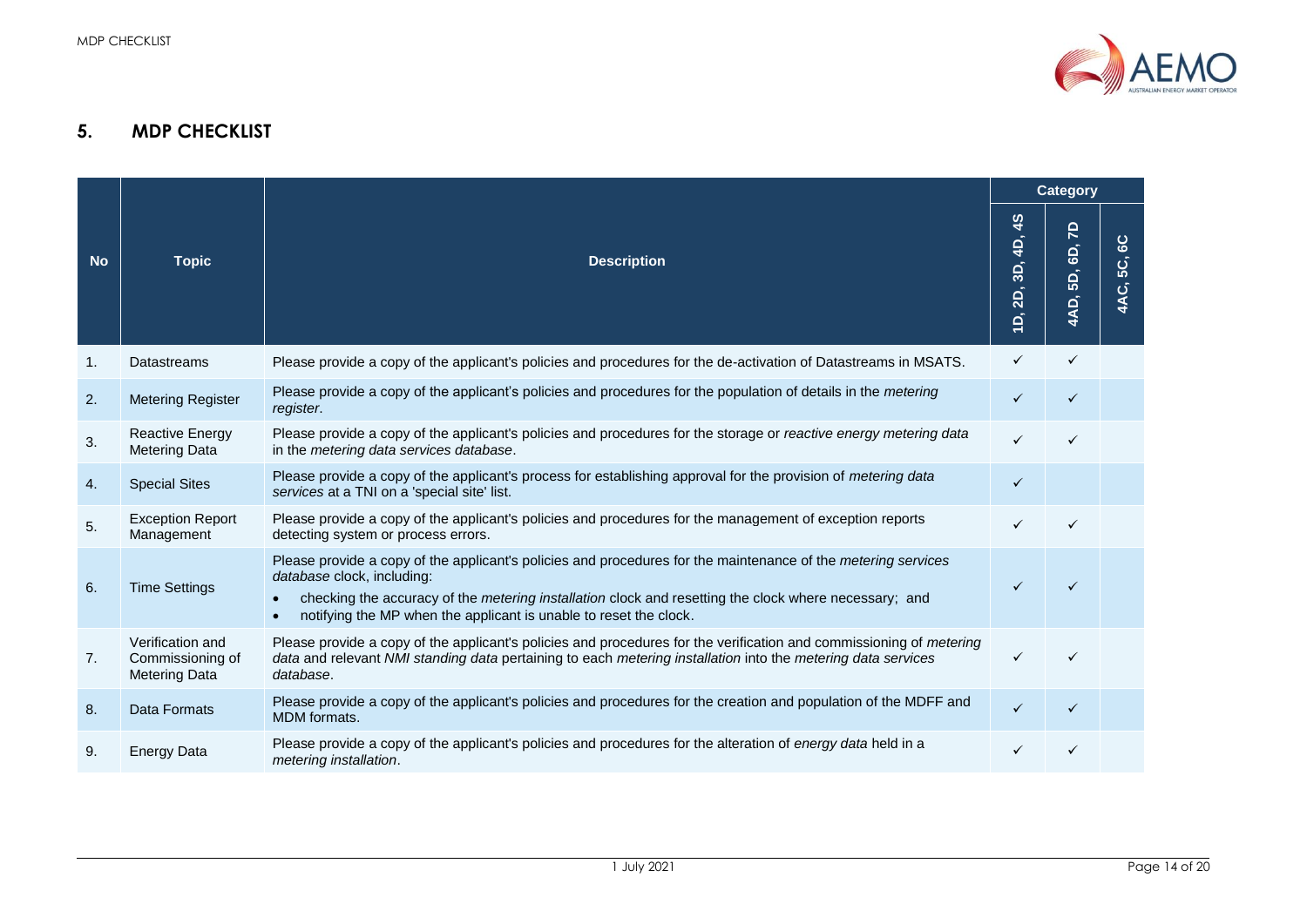## 5. MDP CHECKLIST

| No | Topic | Description | Category | | |
|---|---|---|---|---|---|
| | | | 1D, 2D, 3D, 4D, 4S | 4AD, 5D, 6D, 7D | 4AC, 5C, 6C |
| 1. | Datastreams | Please provide a copy of the applicant's policies and procedures for the de-activation of Datastreams in MSATS. | ✓ | ✓ | |
| 2. | Metering Register | Please provide a copy of the applicant's policies and procedures for the population of details in the *metering register*. | ✓ | ✓ | |
| 3. | Reactive Energy Metering Data | Please provide a copy of the applicant's policies and procedures for the storage or *reactive energy metering data* in the *metering data services database*. | ✓ | ✓ | |
| 4. | Special Sites | Please provide a copy of the applicant's process for establishing approval for the provision of *metering data services* at a TNI on a 'special site' list. | ✓ | | |
| 5. | Exception Report Management | Please provide a copy of the applicant's policies and procedures for the management of exception reports detecting system or process errors. | ✓ | ✓ | |
| 6. | Time Settings | Please provide a copy of the applicant's policies and procedures for the maintenance of the *metering services database* clock, including:<br>• checking the accuracy of the *metering installation* clock and resetting the clock where necessary; and<br>• notifying the MP when the applicant is unable to reset the clock. | ✓ | ✓ | |
| 7. | Verification and Commissioning of Metering Data | Please provide a copy of the applicant's policies and procedures for the verification and commissioning of *metering data* and relevant *NMI standing data* pertaining to each *metering installation* into the *metering data services database*. | ✓ | ✓ | |
| 8. | Data Formats | Please provide a copy of the applicant's policies and procedures for the creation and population of the MDFF and MDM formats. | ✓ | ✓ | |
| 9. | Energy Data | Please provide a copy of the applicant's policies and procedures for the alteration of *energy data* held in a *metering installation*. | ✓ | ✓ | |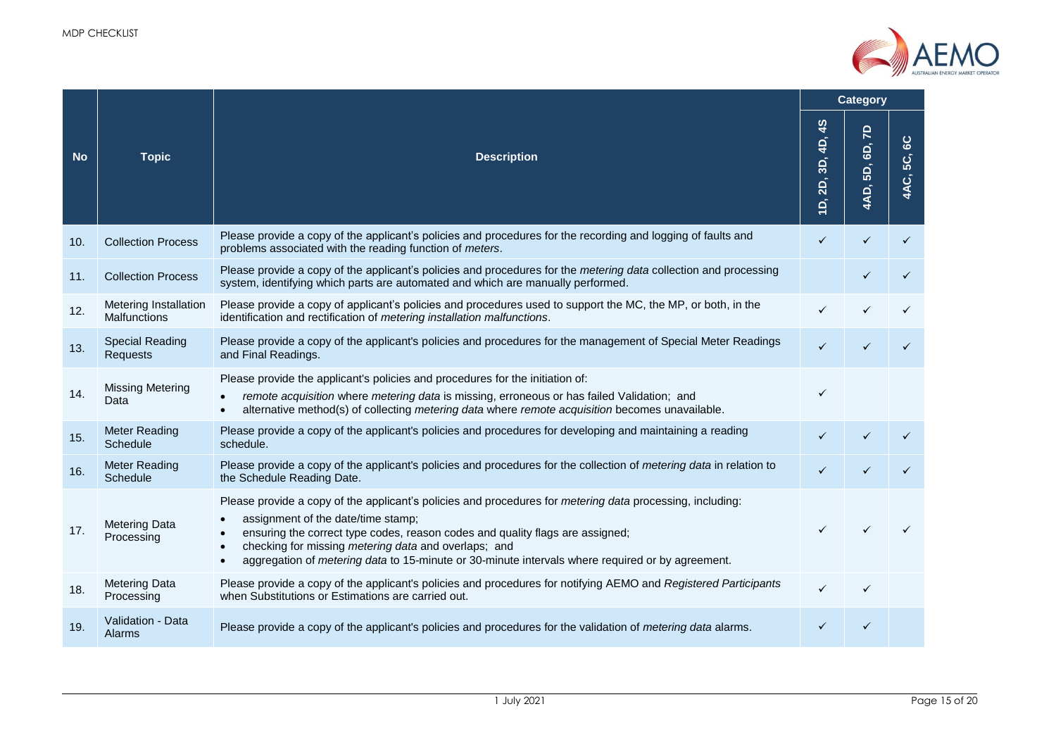| No | Topic | Description | Category | | |
|---|---|---|---|---|---|
| | | | 1D, 2D, 3D, 4D, 4S | 4AD, 5D, 6D, 7D | 4AC, 5C, 6C |
| 10. | Collection Process | Please provide a copy of the applicant's policies and procedures for the recording and logging of faults and problems associated with the reading function of *meters*. | ✓ | ✓ | ✓ |
| 11. | Collection Process | Please provide a copy of the applicant's policies and procedures for the *metering data* collection and processing system, identifying which parts are automated and which are manually performed. | | ✓ | ✓ |
| 12. | Metering Installation Malfunctions | Please provide a copy of applicant's policies and procedures used to support the MC, the MP, or both, in the identification and rectification of *metering installation malfunctions*. | ✓ | ✓ | ✓ |
| 13. | Special Reading Requests | Please provide a copy of the applicant's policies and procedures for the management of Special Meter Readings and Final Readings. | ✓ | ✓ | ✓ |
| 14. | Missing Metering Data | Please provide the applicant's policies and procedures for the initiation of:<br>• *remote acquisition* where *metering data* is missing, erroneous or has failed Validation; and<br>• alternative method(s) of collecting *metering data* where *remote acquisition* becomes unavailable. | ✓ | | |
| 15. | Meter Reading Schedule | Please provide a copy of the applicant's policies and procedures for developing and maintaining a reading schedule. | ✓ | ✓ | ✓ |
| 16. | Meter Reading Schedule | Please provide a copy of the applicant's policies and procedures for the collection of *metering data* in relation to the Schedule Reading Date. | ✓ | ✓ | ✓ |
| 17. | Metering Data Processing | Please provide a copy of the applicant's policies and procedures for *metering data* processing, including:<br>• assignment of the date/time stamp;<br>• ensuring the correct type codes, reason codes and quality flags are assigned;<br>• checking for missing *metering data* and overlaps; and<br>• aggregation of *metering data* to 15-minute or 30-minute intervals where required or by agreement. | ✓ | ✓ | ✓ |
| 18. | Metering Data Processing | Please provide a copy of the applicant's policies and procedures for notifying AEMO and *Registered Participants* when Substitutions or Estimations are carried out. | ✓ | ✓ | |
| 19. | Validation - Data Alarms | Please provide a copy of the applicant's policies and procedures for the validation of *metering data* alarms. | ✓ | ✓ | |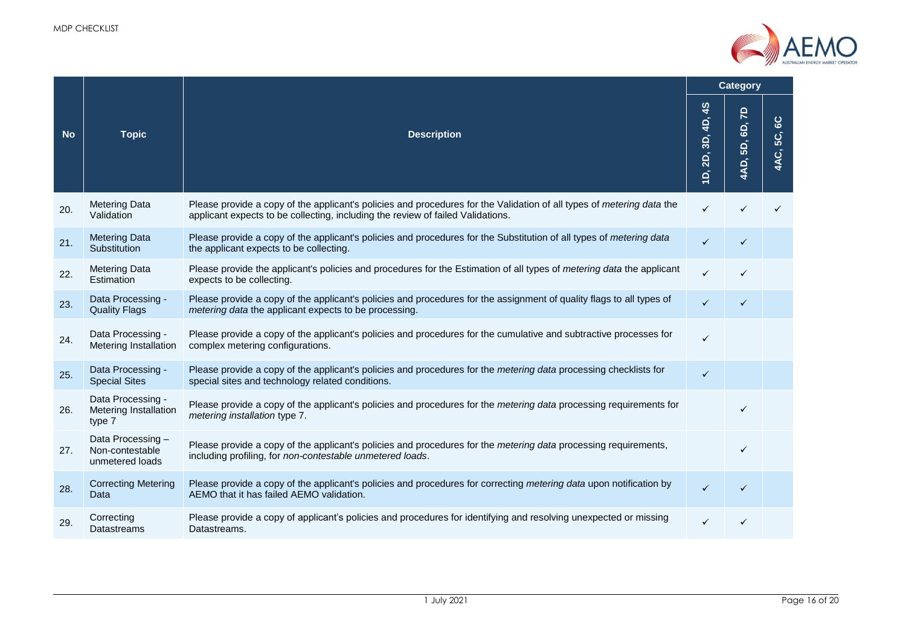| No | Topic | Description | Category | | |
|---|---|---|---|---|---|
| | | | 1D, 2D, 3D, 4D, 4S | 4AD, 5D, 6D, 7D | 4AC, 5C, 6C |
| 20. | Metering Data Validation | Please provide a copy of the applicant's policies and procedures for the Validation of all types of *metering data* the applicant expects to be collecting, including the review of failed Validations. | ✓ | ✓ | ✓ |
| 21. | Metering Data Substitution | Please provide a copy of the applicant's policies and procedures for the Substitution of all types of *metering data* the applicant expects to be collecting. | ✓ | ✓ | |
| 22. | Metering Data Estimation | Please provide the applicant's policies and procedures for the Estimation of all types of *metering data* the applicant expects to be collecting. | ✓ | ✓ | |
| 23. | Data Processing - Quality Flags | Please provide a copy of the applicant's policies and procedures for the assignment of quality flags to all types of *metering data* the applicant expects to be processing. | ✓ | ✓ | |
| 24. | Data Processing - Metering Installation | Please provide a copy of the applicant's policies and procedures for the cumulative and subtractive processes for complex metering configurations. | ✓ | | |
| 25. | Data Processing - Special Sites | Please provide a copy of the applicant's policies and procedures for the *metering data* processing checklists for special sites and technology related conditions. | ✓ | | |
| 26. | Data Processing - Metering Installation type 7 | Please provide a copy of the applicant's policies and procedures for the *metering data* processing requirements for *metering installation* type 7. | | ✓ | |
| 27. | Data Processing – Non-contestable unmetered loads | Please provide a copy of the applicant's policies and procedures for the *metering data* processing requirements, including profiling, for *non-contestable unmetered loads*. | | ✓ | |
| 28. | Correcting Metering Data | Please provide a copy of the applicant's policies and procedures for correcting *metering data* upon notification by AEMO that it has failed AEMO validation. | ✓ | ✓ | |
| 29. | Correcting Datastreams | Please provide a copy of applicant's policies and procedures for identifying and resolving unexpected or missing Datastreams. | ✓ | ✓ | |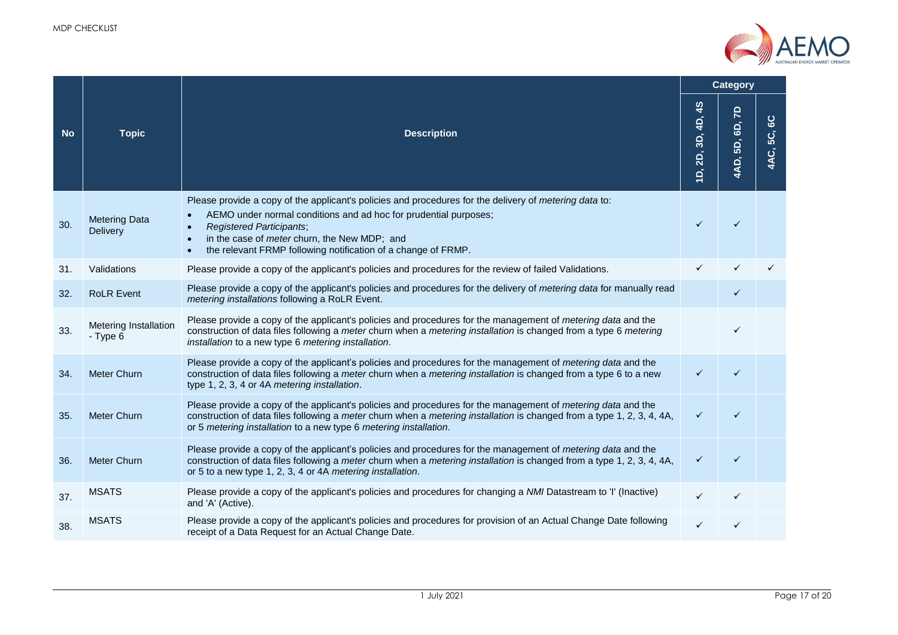| No | Topic | Description | Category | | |
|---|---|---|---|---|---|
| | | | 1D, 2D, 3D, 4D, 4S | 4AD, 5D, 6D, 7D | 4AC, 5C, 6C |
| 30. | Metering Data Delivery | Please provide a copy of the applicant's policies and procedures for the delivery of *metering data* to:<br>• AEMO under normal conditions and ad hoc for prudential purposes;<br>• *Registered Participants*;<br>• in the case of *meter* churn, the New MDP; and<br>• the relevant FRMP following notification of a change of FRMP. | ✓ | ✓ | |
| 31. | Validations | Please provide a copy of the applicant's policies and procedures for the review of failed Validations. | ✓ | ✓ | ✓ |
| 32. | RoLR Event | Please provide a copy of the applicant's policies and procedures for the delivery of *metering data* for manually read *metering installations* following a RoLR Event. | | ✓ | |
| 33. | Metering Installation - Type 6 | Please provide a copy of the applicant's policies and procedures for the management of *metering data* and the construction of data files following a *meter* churn when a *metering installation* is changed from a type 6 *metering installation* to a new type 6 *metering installation*. | | ✓ | |
| 34. | Meter Churn | Please provide a copy of the applicant's policies and procedures for the management of *metering data* and the construction of data files following a *meter* churn when a *metering installation* is changed from a type 6 to a new type 1, 2, 3, 4 or 4A *metering installation*. | ✓ | ✓ | |
| 35. | Meter Churn | Please provide a copy of the applicant's policies and procedures for the management of *metering data* and the construction of data files following a *meter* churn when a *metering installation* is changed from a type 1, 2, 3, 4, 4A, or 5 *metering installation* to a new type 6 *metering installation*. | ✓ | ✓ | |
| 36. | Meter Churn | Please provide a copy of the applicant's policies and procedures for the management of *metering data* and the construction of data files following a *meter* churn when a *metering installation* is changed from a type 1, 2, 3, 4, 4A, or 5 to a new type 1, 2, 3, 4 or 4A *metering installation*. | ✓ | ✓ | |
| 37. | MSATS | Please provide a copy of the applicant's policies and procedures for changing a *NMI* Datastream to 'I' (Inactive) and 'A' (Active). | ✓ | ✓ | |
| 38. | MSATS | Please provide a copy of the applicant's policies and procedures for provision of an Actual Change Date following receipt of a Data Request for an Actual Change Date. | ✓ | ✓ | |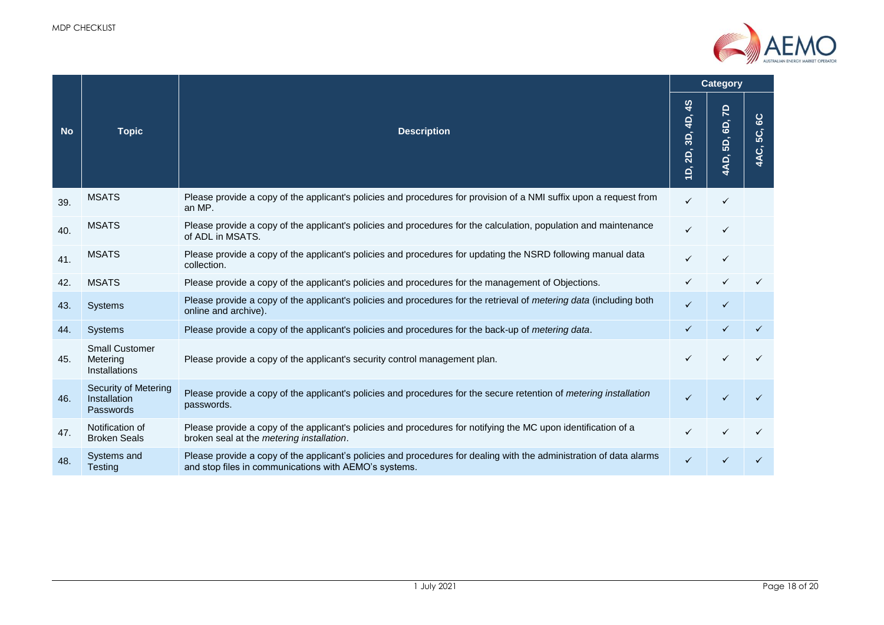| No | Topic | Description | Category | | |
|---|---|---|---|---|---|
| | | | 1D, 2D, 3D, 4D, 4S | 4AD, 5D, 6D, 7D | 4AC, 5C, 6C |
| 39. | MSATS | Please provide a copy of the applicant's policies and procedures for provision of a NMI suffix upon a request from an MP. | ✓ | ✓ | |
| 40. | MSATS | Please provide a copy of the applicant's policies and procedures for the calculation, population and maintenance of ADL in MSATS. | ✓ | ✓ | |
| 41. | MSATS | Please provide a copy of the applicant's policies and procedures for updating the NSRD following manual data collection. | ✓ | ✓ | |
| 42. | MSATS | Please provide a copy of the applicant's policies and procedures for the management of Objections. | ✓ | ✓ | ✓ |
| 43. | Systems | Please provide a copy of the applicant's policies and procedures for the retrieval of *metering data* (including both online and archive). | ✓ | ✓ | |
| 44. | Systems | Please provide a copy of the applicant's policies and procedures for the back-up of *metering data*. | ✓ | ✓ | ✓ |
| 45. | Small Customer Metering Installations | Please provide a copy of the applicant's security control management plan. | ✓ | ✓ | ✓ |
| 46. | Security of Metering Installation Passwords | Please provide a copy of the applicant's policies and procedures for the secure retention of *metering installation* passwords. | ✓ | ✓ | ✓ |
| 47. | Notification of Broken Seals | Please provide a copy of the applicant's policies and procedures for notifying the MC upon identification of a broken seal at the *metering installation*. | ✓ | ✓ | ✓ |
| 48. | Systems and Testing | Please provide a copy of the applicant's policies and procedures for dealing with the administration of data alarms and stop files in communications with AEMO's systems. | ✓ | ✓ | ✓ |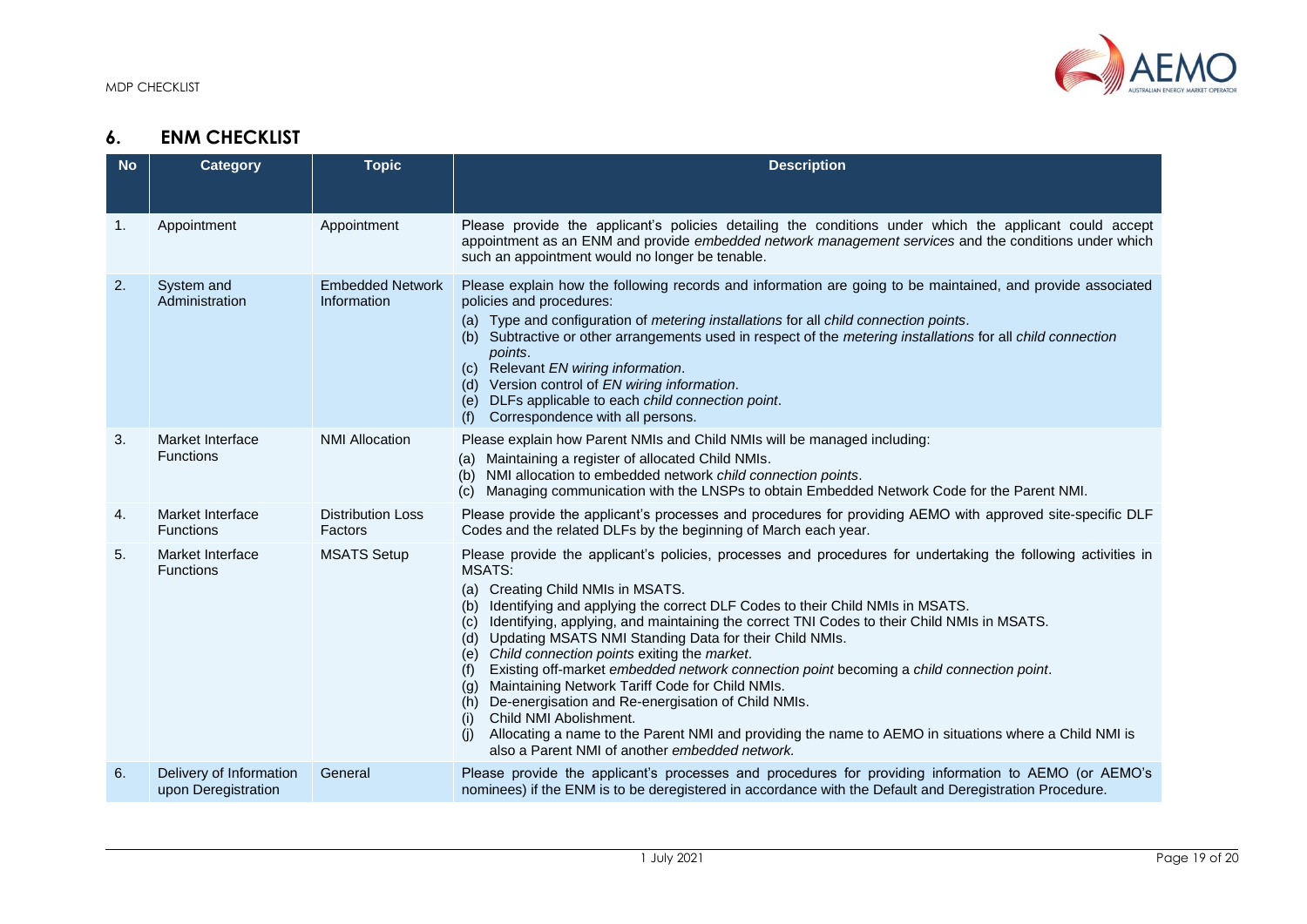## 6. ENM CHECKLIST

| No | Category | Topic | Description |
|---|---|---|---|
| 1. | Appointment | Appointment | Please provide the applicant's policies detailing the conditions under which the applicant could accept appointment as an ENM and provide *embedded network management services* and the conditions under which such an appointment would no longer be tenable. |
| 2. | System and Administration | Embedded Network Information | Please explain how the following records and information are going to be maintained, and provide associated policies and procedures:<br>(a) Type and configuration of *metering installations* for all *child connection points*.<br>(b) Subtractive or other arrangements used in respect of the *metering installations* for all *child connection points*.<br>(c) Relevant *EN wiring information*.<br>(d) Version control of *EN wiring information*.<br>(e) DLFs applicable to each *child connection point*.<br>(f) Correspondence with all persons. |
| 3. | Market Interface Functions | NMI Allocation | Please explain how Parent NMIs and Child NMIs will be managed including:<br>(a) Maintaining a register of allocated Child NMIs.<br>(b) NMI allocation to embedded network *child connection points*.<br>(c) Managing communication with the LNSPs to obtain Embedded Network Code for the Parent NMI. |
| 4. | Market Interface Functions | Distribution Loss Factors | Please provide the applicant's processes and procedures for providing AEMO with approved site-specific DLF Codes and the related DLFs by the beginning of March each year. |
| 5. | Market Interface Functions | MSATS Setup | Please provide the applicant's policies, processes and procedures for undertaking the following activities in MSATS:<br>(a) Creating Child NMIs in MSATS.<br>(b) Identifying and applying the correct DLF Codes to their Child NMIs in MSATS.<br>(c) Identifying, applying, and maintaining the correct TNI Codes to their Child NMIs in MSATS.<br>(d) Updating MSATS NMI Standing Data for their Child NMIs.<br>(e) *Child connection points* exiting the *market*.<br>(f) Existing off-market *embedded network connection point* becoming a *child connection point*.<br>(g) Maintaining Network Tariff Code for Child NMIs.<br>(h) De-energisation and Re-energisation of Child NMIs.<br>(i) Child NMI Abolishment.<br>(j) Allocating a name to the Parent NMI and providing the name to AEMO in situations where a Child NMI is also a Parent NMI of another *embedded network.* |
| 6. | Delivery of Information upon Deregistration | General | Please provide the applicant's processes and procedures for providing information to AEMO (or AEMO's nominees) if the ENM is to be deregistered in accordance with the Default and Deregistration Procedure. |